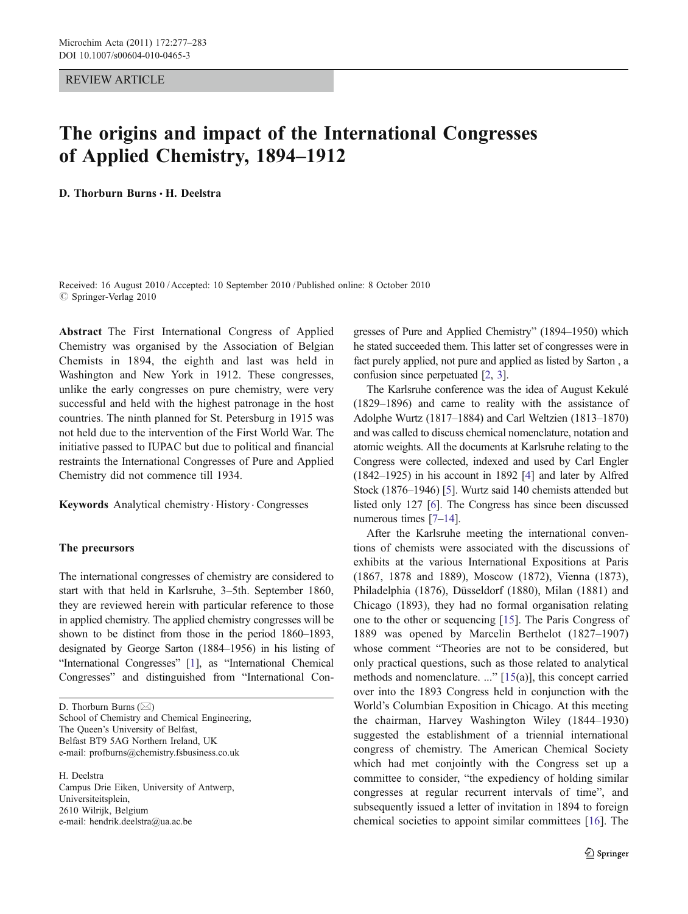REVIEW ARTICLE

# The origins and impact of the International Congresses of Applied Chemistry, 1894–1912

**D. Thorburn Burns · H. Deelstra**

Received: 16 August 2010 / Accepted: 10 September 2010 / Published online: 8 October 2010
© Springer-Verlag 2010

**Abstract** The First International Congress of Applied Chemistry was organised by the Association of Belgian Chemists in 1894, the eighth and last was held in Washington and New York in 1912. These congresses, unlike the early congresses on pure chemistry, were very successful and held with the highest patronage in the host countries. The ninth planned for St. Petersburg in 1915 was not held due to the intervention of the First World War. The initiative passed to IUPAC but due to political and financial restraints the International Congresses of Pure and Applied Chemistry did not commence till 1934.

**Keywords** Analytical chemistry · History · Congresses

## The precursors

The international congresses of chemistry are considered to start with that held in Karlsruhe, 3–5th. September 1860, they are reviewed herein with particular reference to those in applied chemistry. The applied chemistry congresses will be shown to be distinct from those in the period 1860–1893, designated by George Sarton (1884–1956) in his listing of "International Congresses" [1], as "International Chemical Congresses" and distinguished from "International Congresses of Pure and Applied Chemistry" (1894–1950) which he stated succeeded them. This latter set of congresses were in fact purely applied, not pure and applied as listed by Sarton , a confusion since perpetuated [2, 3].

The Karlsruhe conference was the idea of August Kekulé (1829–1896) and came to reality with the assistance of Adolphe Wurtz (1817–1884) and Carl Weltzien (1813–1870) and was called to discuss chemical nomenclature, notation and atomic weights. All the documents at Karlsruhe relating to the Congress were collected, indexed and used by Carl Engler (1842–1925) in his account in 1892 [4] and later by Alfred Stock (1876–1946) [5]. Wurtz said 140 chemists attended but listed only 127 [6]. The Congress has since been discussed numerous times [7–14].

After the Karlsruhe meeting the international conventions of chemists were associated with the discussions of exhibits at the various International Expositions at Paris (1867, 1878 and 1889), Moscow (1872), Vienna (1873), Philadelphia (1876), Düsseldorf (1880), Milan (1881) and Chicago (1893), they had no formal organisation relating one to the other or sequencing [15]. The Paris Congress of 1889 was opened by Marcelin Berthelot (1827–1907) whose comment "Theories are not to be considered, but only practical questions, such as those related to analytical methods and nomenclature. ..." [15(a)], this concept carried over into the 1893 Congress held in conjunction with the World's Columbian Exposition in Chicago. At this meeting the chairman, Harvey Washington Wiley (1844–1930) suggested the establishment of a triennial international congress of chemistry. The American Chemical Society which had met conjointly with the Congress set up a committee to consider, "the expediency of holding similar congresses at regular recurrent intervals of time", and subsequently issued a letter of invitation in 1894 to foreign chemical societies to appoint similar committees [16]. The

---

D. Thorburn Burns (✉)
School of Chemistry and Chemical Engineering,
The Queen's University of Belfast,
Belfast BT9 5AG Northern Ireland, UK
e-mail: profburns@chemistry.fsbusiness.co.uk

H. Deelstra
Campus Drie Eiken, University of Antwerp,
Universiteitsplein,
2610 Wilrijk, Belgium
e-mail: hendrik.deelstra@ua.ac.be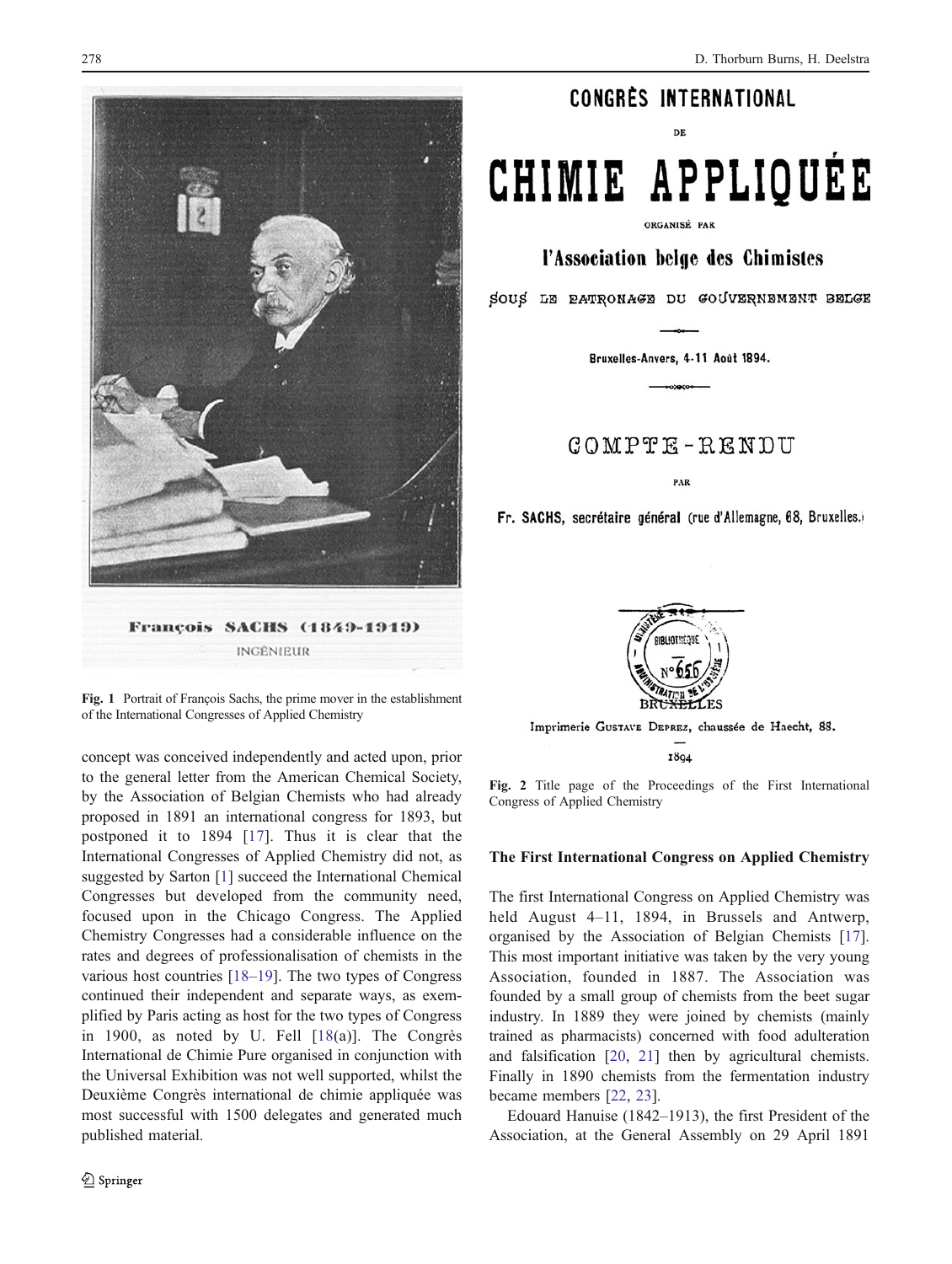François SACHS (1849-1919)
INGÉNIEUR

Fig. 1 Portrait of François Sachs, the prime mover in the establishment of the International Congresses of Applied Chemistry

concept was conceived independently and acted upon, prior to the general letter from the American Chemical Society, by the Association of Belgian Chemists who had already proposed in 1891 an international congress for 1893, but postponed it to 1894 [17]. Thus it is clear that the International Congresses of Applied Chemistry did not, as suggested by Sarton [1] succeed the International Chemical Congresses but developed from the community need, focused upon in the Chicago Congress. The Applied Chemistry Congresses had a considerable influence on the rates and degrees of professionalisation of chemists in the various host countries [18–19]. The two types of Congress continued their independent and separate ways, as exemplified by Paris acting as host for the two types of Congress in 1900, as noted by U. Fell [18(a)]. The Congrès International de Chimie Pure organised in conjunction with the Universal Exhibition was not well supported, whilst the Deuxième Congrès international de chimie appliquée was most successful with 1500 delegates and generated much published material.

CONGRÈS INTERNATIONAL

DE

CHIMIE APPLIQUÉE

ORGANISÉ PAR

l'Association belge des Chimistes

SOUS LE PATRONAGE DU GOUVERNEMENT BELGE

Bruxelles-Anvers, 4-11 Août 1894.

COMPTE-RENDU

PAR

Fr. SACHS, secrétaire général (rue d'Allemagne, 68, Bruxelles.)

BRUXELLES

Imprimerie Gustave Deprez, chaussée de Haecht, 88.

1894

Fig. 2 Title page of the Proceedings of the First International Congress of Applied Chemistry

## The First International Congress on Applied Chemistry

The first International Congress on Applied Chemistry was held August 4–11, 1894, in Brussels and Antwerp, organised by the Association of Belgian Chemists [17]. This most important initiative was taken by the very young Association, founded in 1887. The Association was founded by a small group of chemists from the beet sugar industry. In 1889 they were joined by chemists (mainly trained as pharmacists) concerned with food adulteration and falsification [20, 21] then by agricultural chemists. Finally in 1890 chemists from the fermentation industry became members [22, 23].

Edouard Hanuise (1842–1913), the first President of the Association, at the General Assembly on 29 April 1891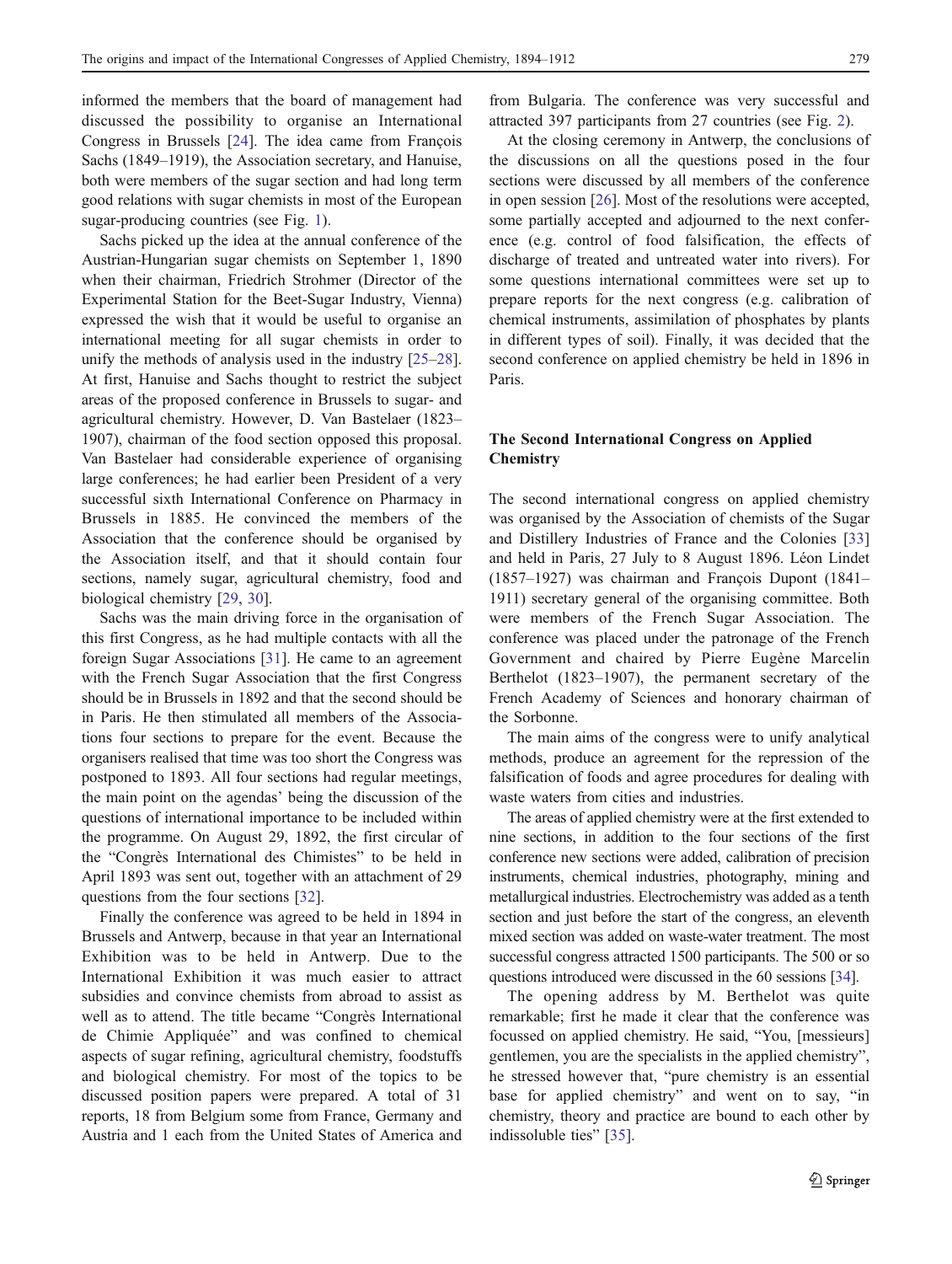informed the members that the board of management had discussed the possibility to organise an International Congress in Brussels [24]. The idea came from François Sachs (1849–1919), the Association secretary, and Hanuise, both were members of the sugar section and had long term good relations with sugar chemists in most of the European sugar-producing countries (see Fig. 1).

Sachs picked up the idea at the annual conference of the Austrian-Hungarian sugar chemists on September 1, 1890 when their chairman, Friedrich Strohmer (Director of the Experimental Station for the Beet-Sugar Industry, Vienna) expressed the wish that it would be useful to organise an international meeting for all sugar chemists in order to unify the methods of analysis used in the industry [25–28]. At first, Hanuise and Sachs thought to restrict the subject areas of the proposed conference in Brussels to sugar- and agricultural chemistry. However, D. Van Bastelaer (1823–1907), chairman of the food section opposed this proposal. Van Bastelaer had considerable experience of organising large conferences; he had earlier been President of a very successful sixth International Conference on Pharmacy in Brussels in 1885. He convinced the members of the Association that the conference should be organised by the Association itself, and that it should contain four sections, namely sugar, agricultural chemistry, food and biological chemistry [29, 30].

Sachs was the main driving force in the organisation of this first Congress, as he had multiple contacts with all the foreign Sugar Associations [31]. He came to an agreement with the French Sugar Association that the first Congress should be in Brussels in 1892 and that the second should be in Paris. He then stimulated all members of the Associations four sections to prepare for the event. Because the organisers realised that time was too short the Congress was postponed to 1893. All four sections had regular meetings, the main point on the agendas' being the discussion of the questions of international importance to be included within the programme. On August 29, 1892, the first circular of the "Congrès International des Chimistes" to be held in April 1893 was sent out, together with an attachment of 29 questions from the four sections [32].

Finally the conference was agreed to be held in 1894 in Brussels and Antwerp, because in that year an International Exhibition was to be held in Antwerp. Due to the International Exhibition it was much easier to attract subsidies and convince chemists from abroad to assist as well as to attend. The title became "Congrès International de Chimie Appliquée" and was confined to chemical aspects of sugar refining, agricultural chemistry, foodstuffs and biological chemistry. For most of the topics to be discussed position papers were prepared. A total of 31 reports, 18 from Belgium some from France, Germany and Austria and 1 each from the United States of America and from Bulgaria. The conference was very successful and attracted 397 participants from 27 countries (see Fig. 2).

At the closing ceremony in Antwerp, the conclusions of the discussions on all the questions posed in the four sections were discussed by all members of the conference in open session [26]. Most of the resolutions were accepted, some partially accepted and adjourned to the next conference (e.g. control of food falsification, the effects of discharge of treated and untreated water into rivers). For some questions international committees were set up to prepare reports for the next congress (e.g. calibration of chemical instruments, assimilation of phosphates by plants in different types of soil). Finally, it was decided that the second conference on applied chemistry be held in 1896 in Paris.

## The Second International Congress on Applied Chemistry

The second international congress on applied chemistry was organised by the Association of chemists of the Sugar and Distillery Industries of France and the Colonies [33] and held in Paris, 27 July to 8 August 1896. Léon Lindet (1857–1927) was chairman and François Dupont (1841–1911) secretary general of the organising committee. Both were members of the French Sugar Association. The conference was placed under the patronage of the French Government and chaired by Pierre Eugène Marcelin Berthelot (1823–1907), the permanent secretary of the French Academy of Sciences and honorary chairman of the Sorbonne.

The main aims of the congress were to unify analytical methods, produce an agreement for the repression of the falsification of foods and agree procedures for dealing with waste waters from cities and industries.

The areas of applied chemistry were at the first extended to nine sections, in addition to the four sections of the first conference new sections were added, calibration of precision instruments, chemical industries, photography, mining and metallurgical industries. Electrochemistry was added as a tenth section and just before the start of the congress, an eleventh mixed section was added on waste-water treatment. The most successful congress attracted 1500 participants. The 500 or so questions introduced were discussed in the 60 sessions [34].

The opening address by M. Berthelot was quite remarkable; first he made it clear that the conference was focussed on applied chemistry. He said, "You, [messieurs] gentlemen, you are the specialists in the applied chemistry", he stressed however that, "pure chemistry is an essential base for applied chemistry" and went on to say, "in chemistry, theory and practice are bound to each other by indissoluble ties" [35].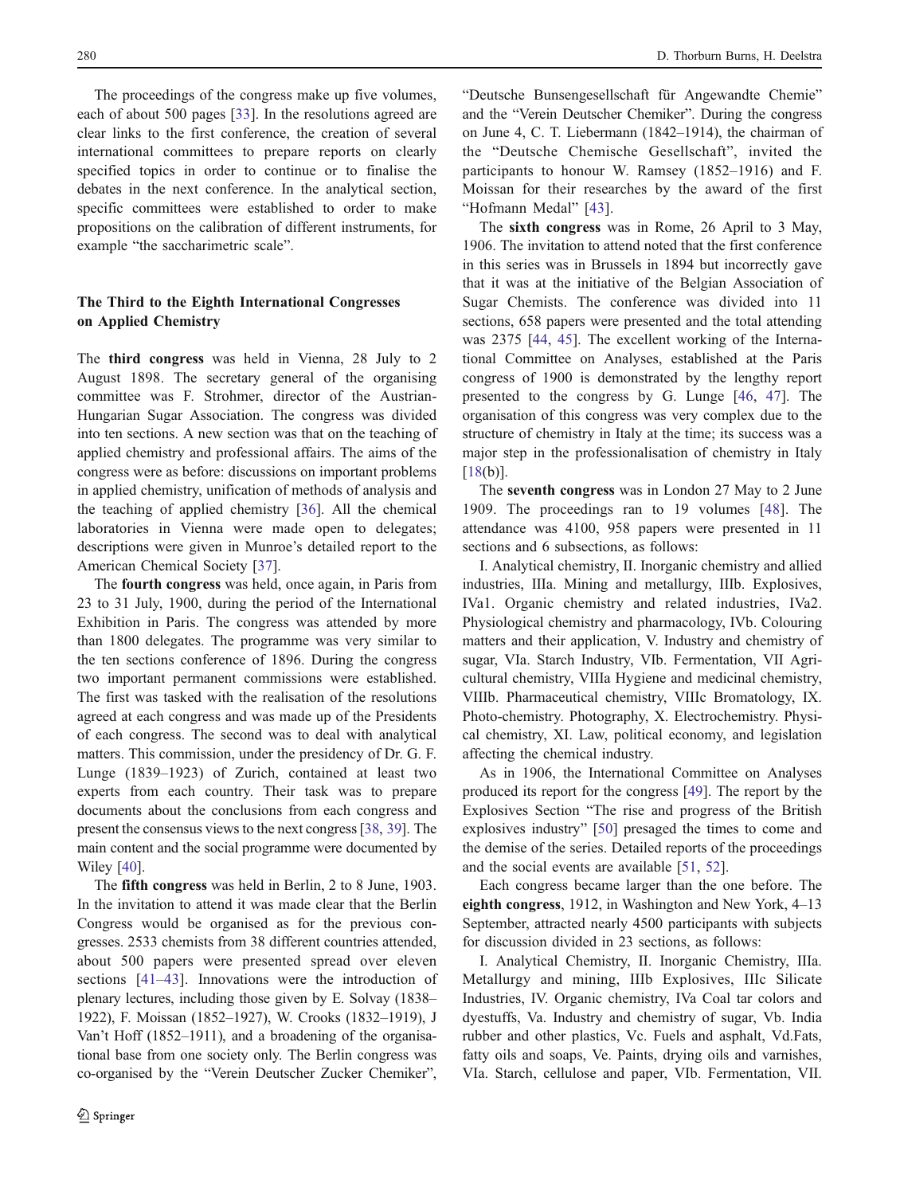The proceedings of the congress make up five volumes, each of about 500 pages [33]. In the resolutions agreed are clear links to the first conference, the creation of several international committees to prepare reports on clearly specified topics in order to continue or to finalise the debates in the next conference. In the analytical section, specific committees were established to order to make propositions on the calibration of different instruments, for example "the saccharimetric scale".

## The Third to the Eighth International Congresses on Applied Chemistry

The **third congress** was held in Vienna, 28 July to 2 August 1898. The secretary general of the organising committee was F. Strohmer, director of the Austrian-Hungarian Sugar Association. The congress was divided into ten sections. A new section was that on the teaching of applied chemistry and professional affairs. The aims of the congress were as before: discussions on important problems in applied chemistry, unification of methods of analysis and the teaching of applied chemistry [36]. All the chemical laboratories in Vienna were made open to delegates; descriptions were given in Munroe's detailed report to the American Chemical Society [37].

The **fourth congress** was held, once again, in Paris from 23 to 31 July, 1900, during the period of the International Exhibition in Paris. The congress was attended by more than 1800 delegates. The programme was very similar to the ten sections conference of 1896. During the congress two important permanent commissions were established. The first was tasked with the realisation of the resolutions agreed at each congress and was made up of the Presidents of each congress. The second was to deal with analytical matters. This commission, under the presidency of Dr. G. F. Lunge (1839–1923) of Zurich, contained at least two experts from each country. Their task was to prepare documents about the conclusions from each congress and present the consensus views to the next congress [38, 39]. The main content and the social programme were documented by Wiley [40].

The **fifth congress** was held in Berlin, 2 to 8 June, 1903. In the invitation to attend it was made clear that the Berlin Congress would be organised as for the previous congresses. 2533 chemists from 38 different countries attended, about 500 papers were presented spread over eleven sections [41–43]. Innovations were the introduction of plenary lectures, including those given by E. Solvay (1838–1922), F. Moissan (1852–1927), W. Crooks (1832–1919), J Van't Hoff (1852–1911), and a broadening of the organisational base from one society only. The Berlin congress was co-organised by the "Verein Deutscher Zucker Chemiker", "Deutsche Bunsengesellschaft für Angewandte Chemie" and the "Verein Deutscher Chemiker". During the congress on June 4, C. T. Liebermann (1842–1914), the chairman of the "Deutsche Chemische Gesellschaft", invited the participants to honour W. Ramsey (1852–1916) and F. Moissan for their researches by the award of the first "Hofmann Medal" [43].

The **sixth congress** was in Rome, 26 April to 3 May, 1906. The invitation to attend noted that the first conference in this series was in Brussels in 1894 but incorrectly gave that it was at the initiative of the Belgian Association of Sugar Chemists. The conference was divided into 11 sections, 658 papers were presented and the total attending was 2375 [44, 45]. The excellent working of the International Committee on Analyses, established at the Paris congress of 1900 is demonstrated by the lengthy report presented to the congress by G. Lunge [46, 47]. The organisation of this congress was very complex due to the structure of chemistry in Italy at the time; its success was a major step in the professionalisation of chemistry in Italy [18(b)].

The **seventh congress** was in London 27 May to 2 June 1909. The proceedings ran to 19 volumes [48]. The attendance was 4100, 958 papers were presented in 11 sections and 6 subsections, as follows:

I. Analytical chemistry, II. Inorganic chemistry and allied industries, IIIa. Mining and metallurgy, IIIb. Explosives, IVa1. Organic chemistry and related industries, IVa2. Physiological chemistry and pharmacology, IVb. Colouring matters and their application, V. Industry and chemistry of sugar, VIa. Starch Industry, VIb. Fermentation, VII Agricultural chemistry, VIIIa Hygiene and medicinal chemistry, VIIIb. Pharmaceutical chemistry, VIIIc Bromatology, IX. Photo-chemistry. Photography, X. Electrochemistry. Physical chemistry, XI. Law, political economy, and legislation affecting the chemical industry.

As in 1906, the International Committee on Analyses produced its report for the congress [49]. The report by the Explosives Section "The rise and progress of the British explosives industry" [50] presaged the times to come and the demise of the series. Detailed reports of the proceedings and the social events are available [51, 52].

Each congress became larger than the one before. The **eighth congress**, 1912, in Washington and New York, 4–13 September, attracted nearly 4500 participants with subjects for discussion divided in 23 sections, as follows:

I. Analytical Chemistry, II. Inorganic Chemistry, IIIa. Metallurgy and mining, IIIb Explosives, IIIc Silicate Industries, IV. Organic chemistry, IVa Coal tar colors and dyestuffs, Va. Industry and chemistry of sugar, Vb. India rubber and other plastics, Vc. Fuels and asphalt, Vd. Fats, fatty oils and soaps, Ve. Paints, drying oils and varnishes, VIa. Starch, cellulose and paper, VIb. Fermentation, VII.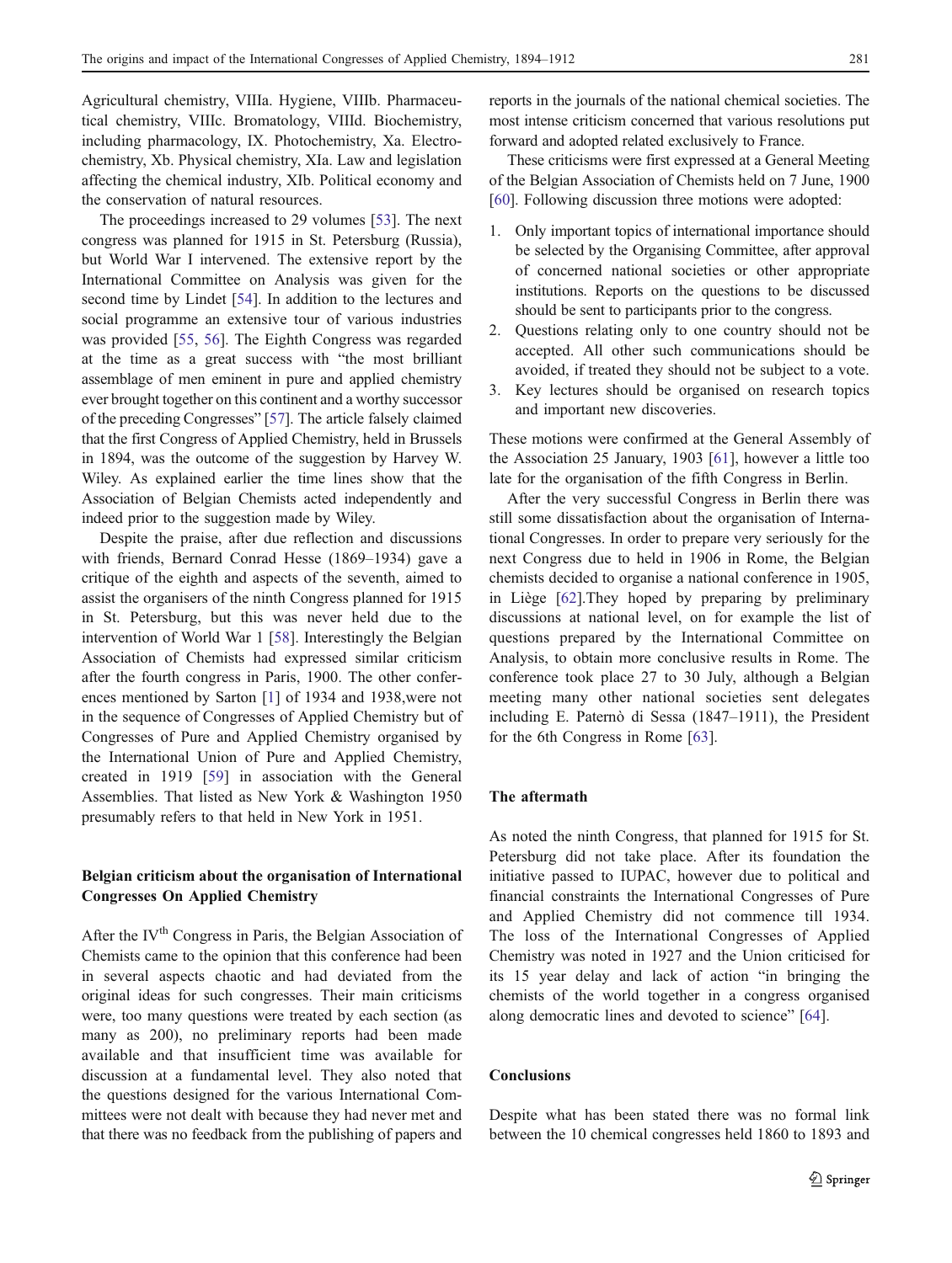Agricultural chemistry, VIIIa. Hygiene, VIIIb. Pharmaceutical chemistry, VIIIc. Bromatology, VIIId. Biochemistry, including pharmacology, IX. Photochemistry, Xa. Electrochemistry, Xb. Physical chemistry, XIa. Law and legislation affecting the chemical industry, XIb. Political economy and the conservation of natural resources.

The proceedings increased to 29 volumes [53]. The next congress was planned for 1915 in St. Petersburg (Russia), but World War I intervened. The extensive report by the International Committee on Analysis was given for the second time by Lindet [54]. In addition to the lectures and social programme an extensive tour of various industries was provided [55, 56]. The Eighth Congress was regarded at the time as a great success with "the most brilliant assemblage of men eminent in pure and applied chemistry ever brought together on this continent and a worthy successor of the preceding Congresses" [57]. The article falsely claimed that the first Congress of Applied Chemistry, held in Brussels in 1894, was the outcome of the suggestion by Harvey W. Wiley. As explained earlier the time lines show that the Association of Belgian Chemists acted independently and indeed prior to the suggestion made by Wiley.

Despite the praise, after due reflection and discussions with friends, Bernard Conrad Hesse (1869–1934) gave a critique of the eighth and aspects of the seventh, aimed to assist the organisers of the ninth Congress planned for 1915 in St. Petersburg, but this was never held due to the intervention of World War 1 [58]. Interestingly the Belgian Association of Chemists had expressed similar criticism after the fourth congress in Paris, 1900. The other conferences mentioned by Sarton [1] of 1934 and 1938,were not in the sequence of Congresses of Applied Chemistry but of Congresses of Pure and Applied Chemistry organised by the International Union of Pure and Applied Chemistry, created in 1919 [59] in association with the General Assemblies. That listed as New York & Washington 1950 presumably refers to that held in New York in 1951.

## Belgian criticism about the organisation of International Congresses On Applied Chemistry

After the IV[th] Congress in Paris, the Belgian Association of Chemists came to the opinion that this conference had been in several aspects chaotic and had deviated from the original ideas for such congresses. Their main criticisms were, too many questions were treated by each section (as many as 200), no preliminary reports had been made available and that insufficient time was available for discussion at a fundamental level. They also noted that the questions designed for the various International Committees were not dealt with because they had never met and that there was no feedback from the publishing of papers and reports in the journals of the national chemical societies. The most intense criticism concerned that various resolutions put forward and adopted related exclusively to France.

These criticisms were first expressed at a General Meeting of the Belgian Association of Chemists held on 7 June, 1900 [60]. Following discussion three motions were adopted:

1. Only important topics of international importance should be selected by the Organising Committee, after approval of concerned national societies or other appropriate institutions. Reports on the questions to be discussed should be sent to participants prior to the congress.
2. Questions relating only to one country should not be accepted. All other such communications should be avoided, if treated they should not be subject to a vote.
3. Key lectures should be organised on research topics and important new discoveries.

These motions were confirmed at the General Assembly of the Association 25 January, 1903 [61], however a little too late for the organisation of the fifth Congress in Berlin.

After the very successful Congress in Berlin there was still some dissatisfaction about the organisation of International Congresses. In order to prepare very seriously for the next Congress due to held in 1906 in Rome, the Belgian chemists decided to organise a national conference in 1905, in Liège [62].They hoped by preparing by preliminary discussions at national level, on for example the list of questions prepared by the International Committee on Analysis, to obtain more conclusive results in Rome. The conference took place 27 to 30 July, although a Belgian meeting many other national societies sent delegates including E. Paternò di Sessa (1847–1911), the President for the 6th Congress in Rome [63].

## The aftermath

As noted the ninth Congress, that planned for 1915 for St. Petersburg did not take place. After its foundation the initiative passed to IUPAC, however due to political and financial constraints the International Congresses of Pure and Applied Chemistry did not commence till 1934. The loss of the International Congresses of Applied Chemistry was noted in 1927 and the Union criticised for its 15 year delay and lack of action "in bringing the chemists of the world together in a congress organised along democratic lines and devoted to science" [64].

## Conclusions

Despite what has been stated there was no formal link between the 10 chemical congresses held 1860 to 1893 and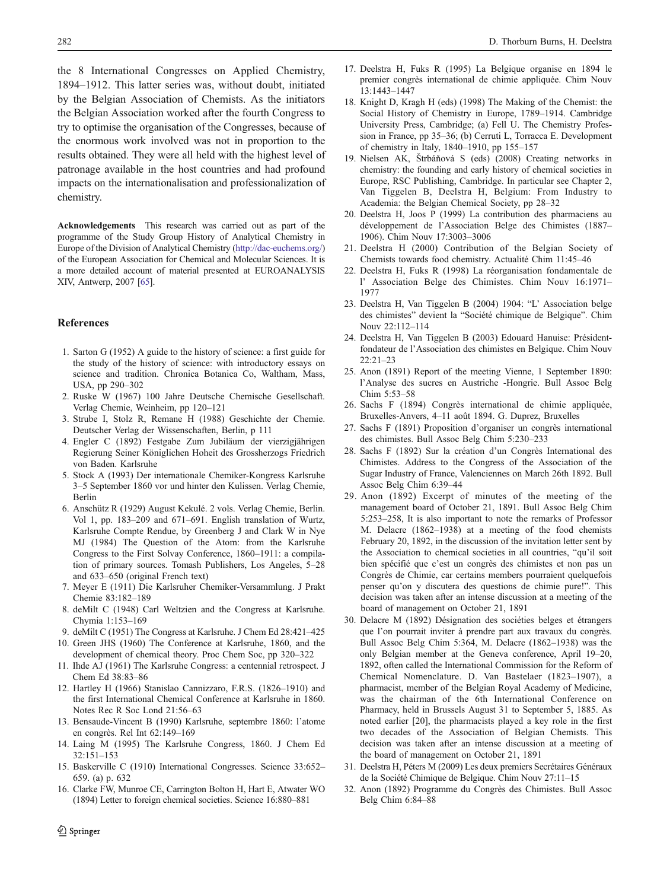the 8 International Congresses on Applied Chemistry, 1894–1912. This latter series was, without doubt, initiated by the Belgian Association of Chemists. As the initiators the Belgian Association worked after the fourth Congress to try to optimise the organisation of the Congresses, because of the enormous work involved was not in proportion to the results obtained. They were all held with the highest level of patronage available in the host countries and had profound impacts on the internationalisation and professionalization of chemistry.

**Acknowledgements** This research was carried out as part of the programme of the Study Group History of Analytical Chemistry in Europe of the Division of Analytical Chemistry (http://dac-euchems.org/) of the European Association for Chemical and Molecular Sciences. It is a more detailed account of material presented at EUROANALYSIS XIV, Antwerp, 2007 [65].

## References

1. Sarton G (1952) A guide to the history of science: a first guide for the study of the history of science: with introductory essays on science and tradition. Chronica Botanica Co, Waltham, Mass, USA, pp 290–302
2. Ruske W (1967) 100 Jahre Deutsche Chemische Gesellschaft. Verlag Chemie, Weinheim, pp 120–121
3. Strube I, Stolz R, Remane H (1988) Geschichte der Chemie. Deutscher Verlag der Wissenschaften, Berlin, p 111
4. Engler C (1892) Festgabe Zum Jubiläum der vierzigjährigen Regierung Seiner Königlichen Hoheit des Grossherzogs Friedrich von Baden. Karlsruhe
5. Stock A (1993) Der internationale Chemiker-Kongress Karlsruhe 3–5 September 1860 vor und hinter den Kulissen. Verlag Chemie, Berlin
6. Anschütz R (1929) August Kekulé. 2 vols. Verlag Chemie, Berlin. Vol 1, pp. 183–209 and 671–691. English translation of Wurtz, Karlsruhe Compte Rendue, by Greenberg J and Clark W in Nye MJ (1984) The Question of the Atom: from the Karlsruhe Congress to the First Solvay Conference, 1860–1911: a compilation of primary sources. Tomash Publishers, Los Angeles, 5–28 and 633–650 (original French text)
7. Meyer E (1911) Die Karlsruher Chemiker-Versammlung. J Prakt Chemie 83:182–189
8. deMilt C (1948) Carl Weltzien and the Congress at Karlsruhe. Chymia 1:153–169
9. deMilt C (1951) The Congress at Karlsruhe. J Chem Ed 28:421–425
10. Green JHS (1960) The Conference at Karlsruhe, 1860, and the development of chemical theory. Proc Chem Soc, pp 320–322
11. Ihde AJ (1961) The Karlsruhe Congress: a centennial retrospect. J Chem Ed 38:83–86
12. Hartley H (1966) Stanislao Cannizzaro, F.R.S. (1826–1910) and the first International Chemical Conference at Karlsruhe in 1860. Notes Rec R Soc Lond 21:56–63
13. Bensaude-Vincent B (1990) Karlsruhe, septembre 1860: l'atome en congrès. Rel Int 62:149–169
14. Laing M (1995) The Karlsruhe Congress, 1860. J Chem Ed 32:151–153
15. Baskerville C (1910) International Congresses. Science 33:652–659. (a) p. 632
16. Clarke FW, Munroe CE, Carrington Bolton H, Hart E, Atwater WO (1894) Letter to foreign chemical societies. Science 16:880–881
17. Deelstra H, Fuks R (1995) La Belgique organise en 1894 le premier congrès international de chimie appliquée. Chim Nouv 13:1443–1447
18. Knight D, Kragh H (eds) (1998) The Making of the Chemist: the Social History of Chemistry in Europe, 1789–1914. Cambridge University Press, Cambridge; (a) Fell U. The Chemistry Profession in France, pp 35–36; (b) Cerruti L, Torracca E. Development of chemistry in Italy, 1840–1910, pp 155–157
19. Nielsen AK, Štrbáňová S (eds) (2008) Creating networks in chemistry: the founding and early history of chemical societies in Europe, RSC Publishing, Cambridge. In particular see Chapter 2, Van Tiggelen B, Deelstra H, Belgium: From Industry to Academia: the Belgian Chemical Society, pp 28–32
20. Deelstra H, Joos P (1999) La contribution des pharmaciens au développement de l'Association Belge des Chimistes (1887–1906). Chim Nouv 17:3003–3006
21. Deelstra H (2000) Contribution of the Belgian Society of Chemists towards food chemistry. Actualité Chim 11:45–46
22. Deelstra H, Fuks R (1998) La réorganisation fondamentale de l' Association Belge des Chimistes. Chim Nouv 16:1971–1977
23. Deelstra H, Van Tiggelen B (2004) 1904: "L' Association belge des chimistes" devient la "Société chimique de Belgique". Chim Nouv 22:112–114
24. Deelstra H, Van Tiggelen B (2003) Edouard Hanuise: Président-fondateur de l'Association des chimistes en Belgique. Chim Nouv 22:21–23
25. Anon (1891) Report of the meeting Vienne, 1 September 1890: l'Analyse des sucres en Austriche -Hongrie. Bull Assoc Belg Chim 5:53–58
26. Sachs F (1894) Congrès international de chimie appliquée, Bruxelles-Anvers, 4–11 août 1894. G. Duprez, Bruxelles
27. Sachs F (1891) Proposition d'organiser un congrès international des chimistes. Bull Assoc Belg Chim 5:230–233
28. Sachs F (1892) Sur la création d'un Congrès International des Chimistes. Address to the Congress of the Association of the Sugar Industry of France, Valenciennes on March 26th 1892. Bull Assoc Belg Chim 6:39–44
29. Anon (1892) Excerpt of minutes of the meeting of the management board of October 21, 1891. Bull Assoc Belg Chim 5:253–258, It is also important to note the remarks of Professor M. Delacre (1862–1938) at a meeting of the food chemists February 20, 1892, in the discussion of the invitation letter sent by the Association to chemical societies in all countries, "qu'il soit bien spécifié que c'est un congrès des chimistes et non pas un Congrès de Chimie, car certains members pourraient quelquefois penser qu'on y discutera des questions de chimie pure!". This decision was taken after an intense discussion at a meeting of the board of management on October 21, 1891
30. Delacre M (1892) Désignation des sociéties belges et étrangers que l'on pourrait inviter à prendre part aux travaux du congrès. Bull Assoc Belg Chim 5:364, M. Delacre (1862–1938) was the only Belgian member at the Geneva conference, April 19–20, 1892, often called the International Commission for the Reform of Chemical Nomenclature. D. Van Bastelaer (1823–1907), a pharmacist, member of the Belgian Royal Academy of Medicine, was the chairman of the 6th International Conference on Pharmacy, held in Brussels August 31 to September 5, 1885. As noted earlier [20], the pharmacists played a key role in the first two decades of the Association of Belgian Chemists. This decision was taken after an intense discussion at a meeting of the board of management on October 21, 1891
31. Deelstra H, Péters M (2009) Les deux premiers Secrétaires Généraux de la Société Chimique de Belgique. Chim Nouv 27:11–15
32. Anon (1892) Programme du Congrès des Chimistes. Bull Assoc Belg Chim 6:84–88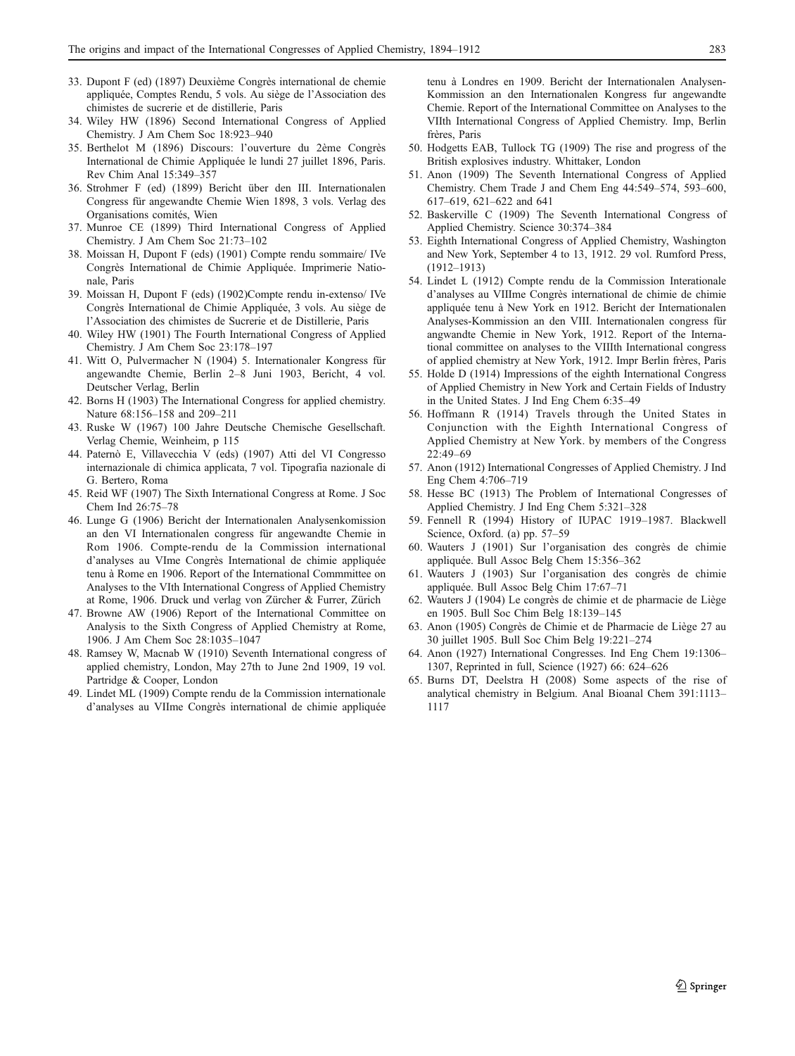33. Dupont F (ed) (1897) Deuxième Congrès international de chemie appliquée, Comptes Rendu, 5 vols. Au siège de l'Association des chimistes de sucrerie et de distillerie, Paris
34. Wiley HW (1896) Second International Congress of Applied Chemistry. J Am Chem Soc 18:923–940
35. Berthelot M (1896) Discours: l'ouverture du 2ème Congrès International de Chimie Appliquée le lundi 27 juillet 1896, Paris. Rev Chim Anal 15:349–357
36. Strohmer F (ed) (1899) Bericht über den III. Internationalen Congress für angewandte Chemie Wien 1898, 3 vols. Verlag des Organisations comités, Wien
37. Munroe CE (1899) Third International Congress of Applied Chemistry. J Am Chem Soc 21:73–102
38. Moissan H, Dupont F (eds) (1901) Compte rendu sommaire/ IVe Congrès International de Chimie Appliquée. Imprimerie Nationale, Paris
39. Moissan H, Dupont F (eds) (1902)Compte rendu in-extenso/ IVe Congrès International de Chimie Appliquée, 3 vols. Au siège de l'Association des chimistes de Sucrerie et de Distillerie, Paris
40. Wiley HW (1901) The Fourth International Congress of Applied Chemistry. J Am Chem Soc 23:178–197
41. Witt O, Pulvermacher N (1904) 5. Internationaler Kongress für angewandte Chemie, Berlin 2–8 Juni 1903, Bericht, 4 vol. Deutscher Verlag, Berlin
42. Borns H (1903) The International Congress for applied chemistry. Nature 68:156–158 and 209–211
43. Ruske W (1967) 100 Jahre Deutsche Chemische Gesellschaft. Verlag Chemie, Weinheim, p 115
44. Paternò E, Villavecchia V (eds) (1907) Atti del VI Congresso internazionale di chimica applicata, 7 vol. Tipografia nazionale di G. Bertero, Roma
45. Reid WF (1907) The Sixth International Congress at Rome. J Soc Chem Ind 26:75–78
46. Lunge G (1906) Bericht der Internationalen Analysenkomission an den VI Internationalen congress für angewandte Chemie in Rom 1906. Compte-rendu de la Commission international d'analyses au VIme Congrès International de chimie appliquée tenu à Rome en 1906. Report of the International Commmittee on Analyses to the VIth International Congress of Applied Chemistry at Rome, 1906. Druck und verlag von Zürcher & Furrer, Zürich
47. Browne AW (1906) Report of the International Committee on Analysis to the Sixth Congress of Applied Chemistry at Rome, 1906. J Am Chem Soc 28:1035–1047
48. Ramsey W, Macnab W (1910) Seventh International congress of applied chemistry, London, May 27th to June 2nd 1909, 19 vol. Partridge & Cooper, London
49. Lindet ML (1909) Compte rendu de la Commission internationale d'analyses au VIIme Congrès international de chimie appliquée tenu à Londres en 1909. Bericht der Internationalen Analysen-Kommission an den Internationalen Kongress fur angewandte Chemie. Report of the International Committee on Analyses to the VIIth International Congress of Applied Chemistry. Imp, Berlin frères, Paris
50. Hodgetts EAB, Tullock TG (1909) The rise and progress of the British explosives industry. Whittaker, London
51. Anon (1909) The Seventh International Congress of Applied Chemistry. Chem Trade J and Chem Eng 44:549–574, 593–600, 617–619, 621–622 and 641
52. Baskerville C (1909) The Seventh International Congress of Applied Chemistry. Science 30:374–384
53. Eighth International Congress of Applied Chemistry, Washington and New York, September 4 to 13, 1912. 29 vol. Rumford Press, (1912–1913)
54. Lindet L (1912) Compte rendu de la Commission Interationale d'analyses au VIIIme Congrès international de chimie de chimie appliquée tenu à New York en 1912. Bericht der Internationalen Analyses-Kommission an den VIII. Internationalen congress für angwandte Chemie in New York, 1912. Report of the International committee on analyses to the VIIIth International congress of applied chemistry at New York, 1912. Impr Berlin frères, Paris
55. Holde D (1914) Impressions of the eighth International Congress of Applied Chemistry in New York and Certain Fields of Industry in the United States. J Ind Eng Chem 6:35–49
56. Hoffmann R (1914) Travels through the United States in Conjunction with the Eighth International Congress of Applied Chemistry at New York. by members of the Congress 22:49–69
57. Anon (1912) International Congresses of Applied Chemistry. J Ind Eng Chem 4:706–719
58. Hesse BC (1913) The Problem of International Congresses of Applied Chemistry. J Ind Eng Chem 5:321–328
59. Fennell R (1994) History of IUPAC 1919–1987. Blackwell Science, Oxford. (a) pp. 57–59
60. Wauters J (1901) Sur l'organisation des congrès de chimie appliquée. Bull Assoc Belg Chem 15:356–362
61. Wauters J (1903) Sur l'organisation des congrès de chimie appliquée. Bull Assoc Belg Chim 17:67–71
62. Wauters J (1904) Le congrès de chimie et de pharmacie de Liège en 1905. Bull Soc Chim Belg 18:139–145
63. Anon (1905) Congrès de Chimie et de Pharmacie de Liège 27 au 30 juillet 1905. Bull Soc Chim Belg 19:221–274
64. Anon (1927) International Congresses. Ind Eng Chem 19:1306–1307, Reprinted in full, Science (1927) 66: 624–626
65. Burns DT, Deelstra H (2008) Some aspects of the rise of analytical chemistry in Belgium. Anal Bioanal Chem 391:1113–1117